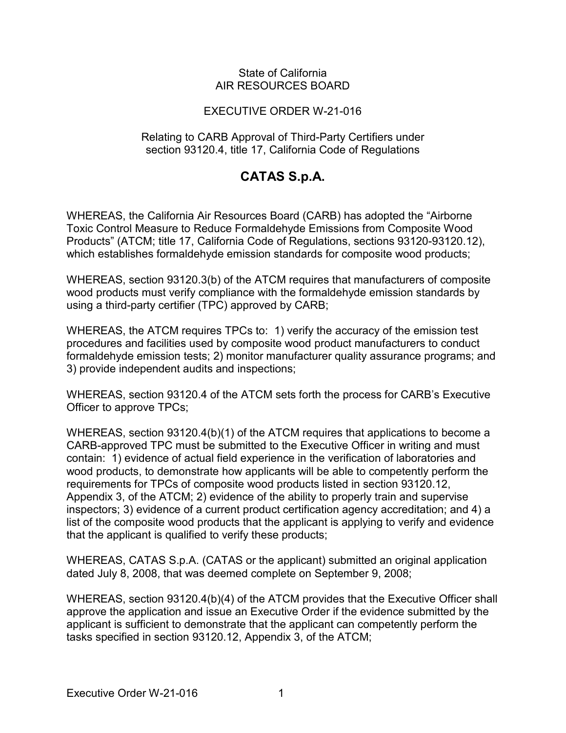State of California
AIR RESOURCES BOARD

EXECUTIVE ORDER W-21-016

Relating to CARB Approval of Third-Party Certifiers under section 93120.4, title 17, California Code of Regulations

# CATAS S.p.A.

WHEREAS, the California Air Resources Board (CARB) has adopted the "Airborne Toxic Control Measure to Reduce Formaldehyde Emissions from Composite Wood Products" (ATCM; title 17, California Code of Regulations, sections 93120-93120.12), which establishes formaldehyde emission standards for composite wood products;

WHEREAS, section 93120.3(b) of the ATCM requires that manufacturers of composite wood products must verify compliance with the formaldehyde emission standards by using a third-party certifier (TPC) approved by CARB;

WHEREAS, the ATCM requires TPCs to: 1) verify the accuracy of the emission test procedures and facilities used by composite wood product manufacturers to conduct formaldehyde emission tests; 2) monitor manufacturer quality assurance programs; and 3) provide independent audits and inspections;

WHEREAS, section 93120.4 of the ATCM sets forth the process for CARB's Executive Officer to approve TPCs;

WHEREAS, section 93120.4(b)(1) of the ATCM requires that applications to become a CARB-approved TPC must be submitted to the Executive Officer in writing and must contain: 1) evidence of actual field experience in the verification of laboratories and wood products, to demonstrate how applicants will be able to competently perform the requirements for TPCs of composite wood products listed in section 93120.12, Appendix 3, of the ATCM; 2) evidence of the ability to properly train and supervise inspectors; 3) evidence of a current product certification agency accreditation; and 4) a list of the composite wood products that the applicant is applying to verify and evidence that the applicant is qualified to verify these products;

WHEREAS, CATAS S.p.A. (CATAS or the applicant) submitted an original application dated July 8, 2008, that was deemed complete on September 9, 2008;

WHEREAS, section 93120.4(b)(4) of the ATCM provides that the Executive Officer shall approve the application and issue an Executive Order if the evidence submitted by the applicant is sufficient to demonstrate that the applicant can competently perform the tasks specified in section 93120.12, Appendix 3, of the ATCM;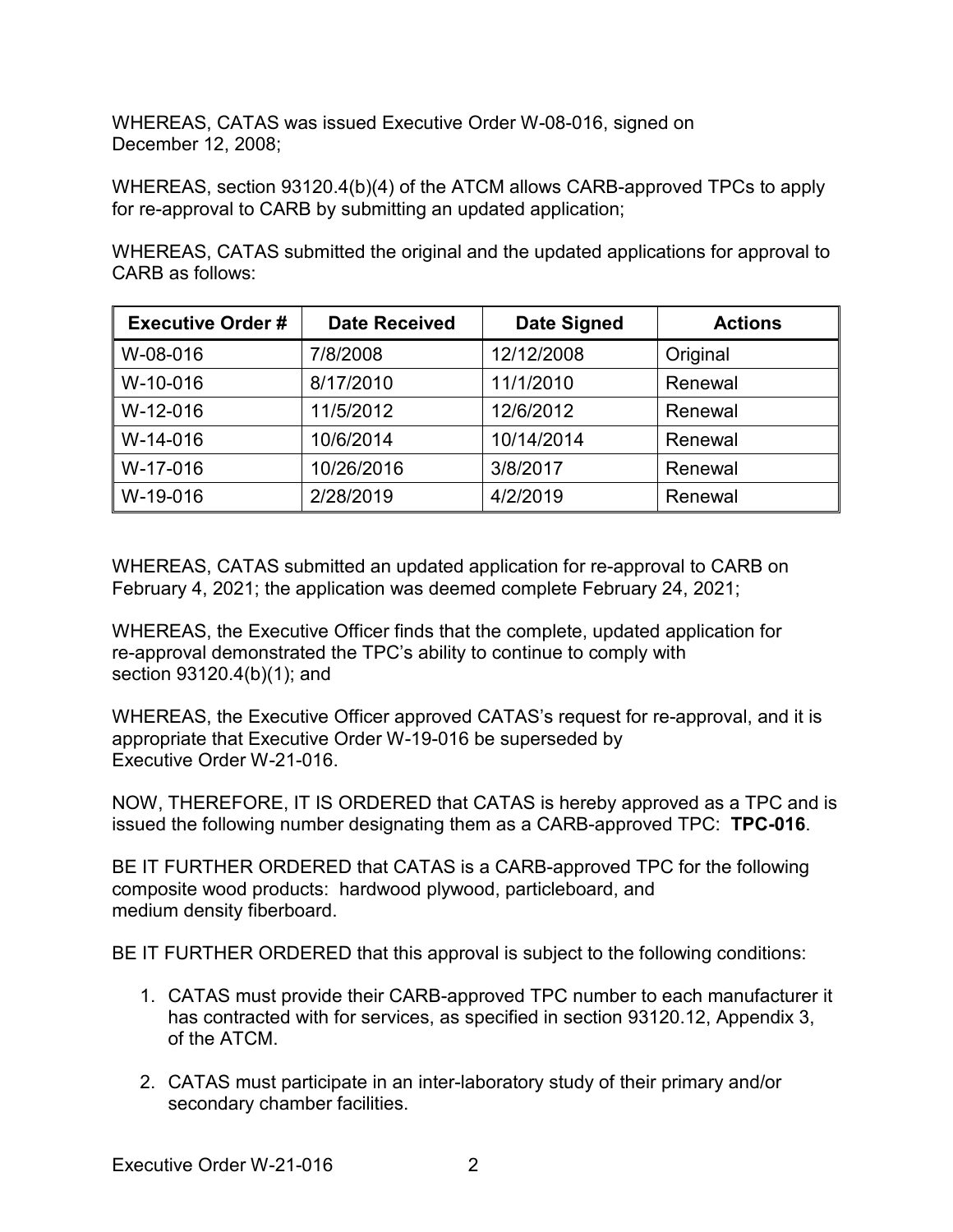WHEREAS, CATAS was issued Executive Order W-08-016, signed on December 12, 2008;

WHEREAS, section 93120.4(b)(4) of the ATCM allows CARB-approved TPCs to apply for re-approval to CARB by submitting an updated application;

WHEREAS, CATAS submitted the original and the updated applications for approval to CARB as follows:

| Executive Order # | Date Received | Date Signed | Actions |
|---|---|---|---|
| W-08-016 | 7/8/2008 | 12/12/2008 | Original |
| W-10-016 | 8/17/2010 | 11/1/2010 | Renewal |
| W-12-016 | 11/5/2012 | 12/6/2012 | Renewal |
| W-14-016 | 10/6/2014 | 10/14/2014 | Renewal |
| W-17-016 | 10/26/2016 | 3/8/2017 | Renewal |
| W-19-016 | 2/28/2019 | 4/2/2019 | Renewal |

WHEREAS, CATAS submitted an updated application for re-approval to CARB on February 4, 2021; the application was deemed complete February 24, 2021;

WHEREAS, the Executive Officer finds that the complete, updated application for re-approval demonstrated the TPC's ability to continue to comply with section 93120.4(b)(1); and

WHEREAS, the Executive Officer approved CATAS's request for re-approval, and it is appropriate that Executive Order W-19-016 be superseded by Executive Order W-21-016.

NOW, THEREFORE, IT IS ORDERED that CATAS is hereby approved as a TPC and is issued the following number designating them as a CARB-approved TPC: **TPC-016**.

BE IT FURTHER ORDERED that CATAS is a CARB-approved TPC for the following composite wood products: hardwood plywood, particleboard, and medium density fiberboard.

BE IT FURTHER ORDERED that this approval is subject to the following conditions:

1. CATAS must provide their CARB-approved TPC number to each manufacturer it has contracted with for services, as specified in section 93120.12, Appendix 3, of the ATCM.

2. CATAS must participate in an inter-laboratory study of their primary and/or secondary chamber facilities.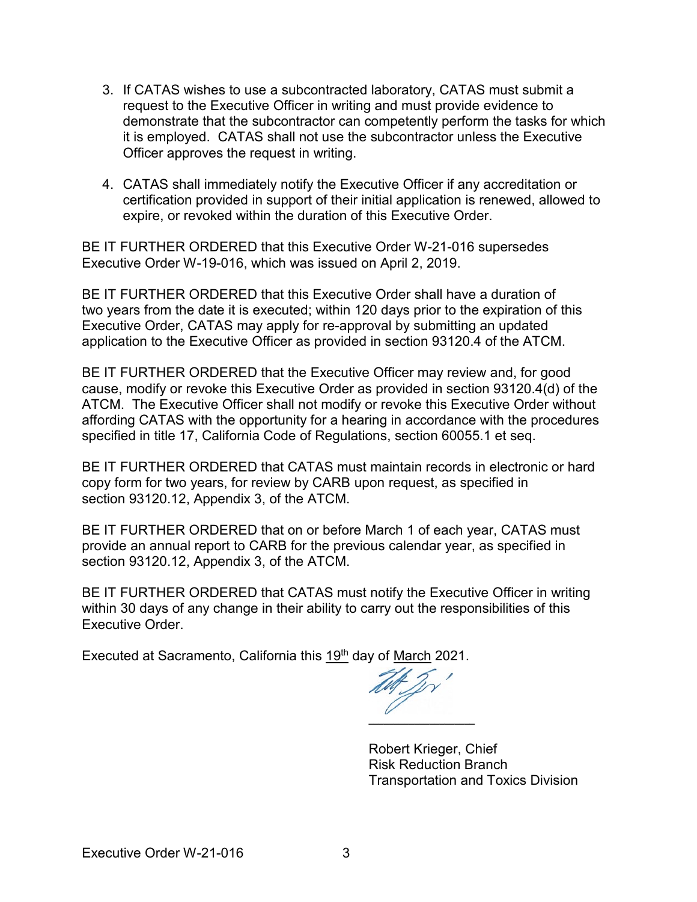3. If CATAS wishes to use a subcontracted laboratory, CATAS must submit a request to the Executive Officer in writing and must provide evidence to demonstrate that the subcontractor can competently perform the tasks for which it is employed. CATAS shall not use the subcontractor unless the Executive Officer approves the request in writing.

4. CATAS shall immediately notify the Executive Officer if any accreditation or certification provided in support of their initial application is renewed, allowed to expire, or revoked within the duration of this Executive Order.

BE IT FURTHER ORDERED that this Executive Order W-21-016 supersedes Executive Order W-19-016, which was issued on April 2, 2019.

BE IT FURTHER ORDERED that this Executive Order shall have a duration of two years from the date it is executed; within 120 days prior to the expiration of this Executive Order, CATAS may apply for re-approval by submitting an updated application to the Executive Officer as provided in section 93120.4 of the ATCM.

BE IT FURTHER ORDERED that the Executive Officer may review and, for good cause, modify or revoke this Executive Order as provided in section 93120.4(d) of the ATCM. The Executive Officer shall not modify or revoke this Executive Order without affording CATAS with the opportunity for a hearing in accordance with the procedures specified in title 17, California Code of Regulations, section 60055.1 et seq.

BE IT FURTHER ORDERED that CATAS must maintain records in electronic or hard copy form for two years, for review by CARB upon request, as specified in section 93120.12, Appendix 3, of the ATCM.

BE IT FURTHER ORDERED that on or before March 1 of each year, CATAS must provide an annual report to CARB for the previous calendar year, as specified in section 93120.12, Appendix 3, of the ATCM.

BE IT FURTHER ORDERED that CATAS must notify the Executive Officer in writing within 30 days of any change in their ability to carry out the responsibilities of this Executive Order.

Executed at Sacramento, California this 19th day of March 2021.

\_\_\_\_\_\_\_\_\_\_\_\_\_\_\_

Robert Krieger, Chief
Risk Reduction Branch
Transportation and Toxics Division

Executive Order W-21-016